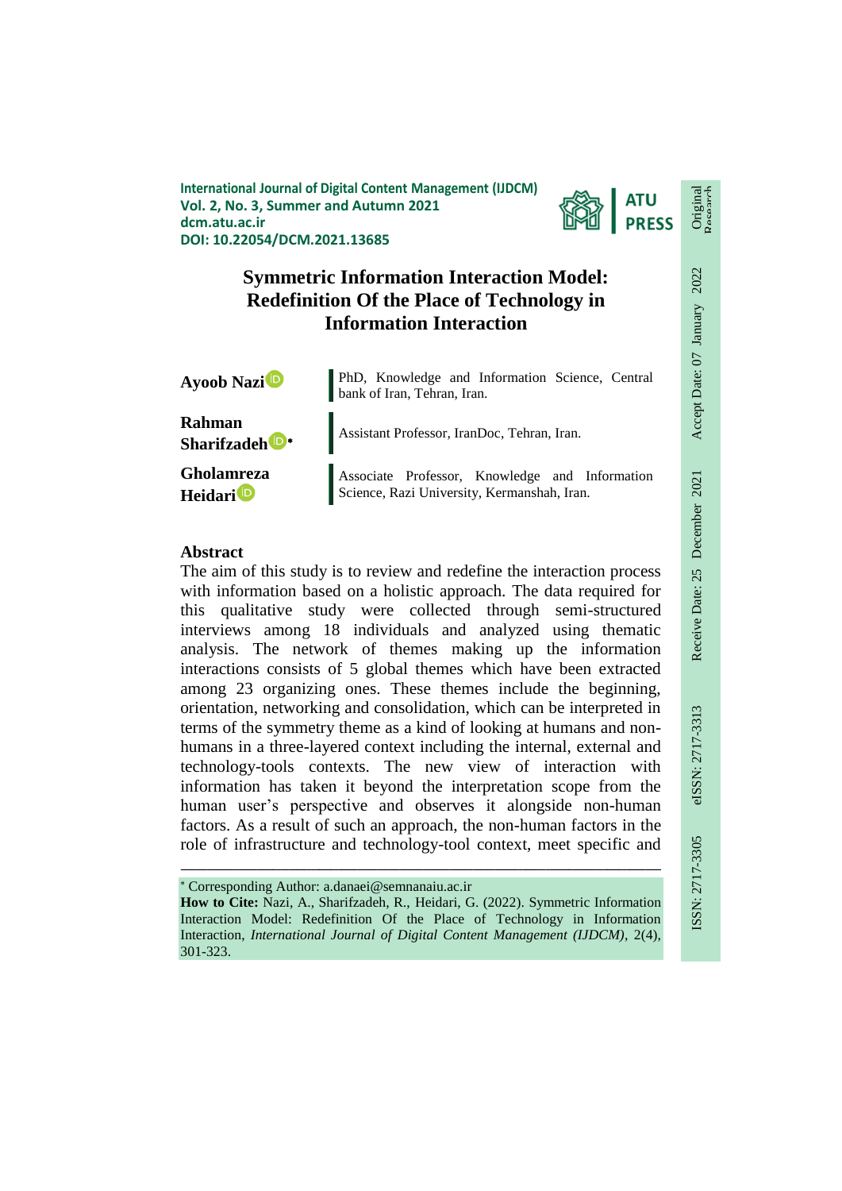International Journal of Digital Content Management (IJDCM)
Vol. 2, No. 3, Summer and Autumn 2021
dcm.atu.ac.ir
DOI: 10.22054/DCM.2021.13685

Original Research

Receive Date: 25 December 2021 Accept Date: 07 January 2022

ISSN: 2717-3305 eISSN: 2717-3313

# Symmetric Information Interaction Model: Redefinition Of the Place of Technology in Information Interaction

| | |
|---|---|
| **Ayoob Nazi** | PhD, Knowledge and Information Science, Central bank of Iran, Tehran, Iran. |
| **Rahman Sharifzadeh** * | Assistant Professor, IranDoc, Tehran, Iran. |
| **Gholamreza Heidari** | Associate Professor, Knowledge and Information Science, Razi University, Kermanshah, Iran. |

## Abstract

The aim of this study is to review and redefine the interaction process with information based on a holistic approach. The data required for this qualitative study were collected through semi-structured interviews among 18 individuals and analyzed using thematic analysis. The network of themes making up the information interactions consists of 5 global themes which have been extracted among 23 organizing ones. These themes include the beginning, orientation, networking and consolidation, which can be interpreted in terms of the symmetry theme as a kind of looking at humans and non-humans in a three-layered context including the internal, external and technology-tools contexts. The new view of interaction with information has taken it beyond the interpretation scope from the human user's perspective and observes it alongside non-human factors. As a result of such an approach, the non-human factors in the role of infrastructure and technology-tool context, meet specific and

---

* Corresponding Author: a.danaei@semnanaiu.ac.ir

**How to Cite:** Nazi, A., Sharifzadeh, R., Heidari, G. (2022). Symmetric Information Interaction Model: Redefinition Of the Place of Technology in Information Interaction, *International Journal of Digital Content Management (IJDCM)*, 2(4), 301-323.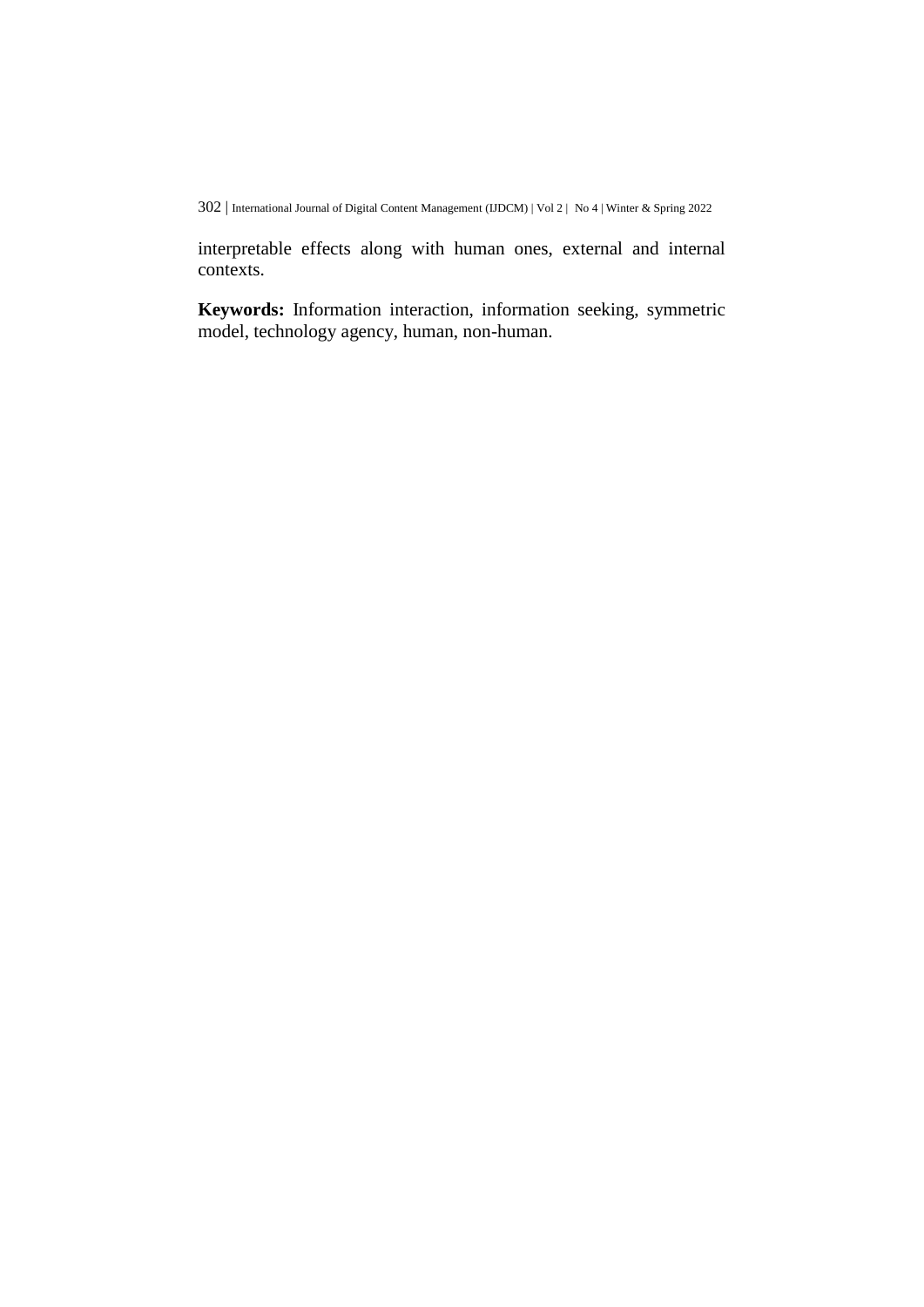interpretable effects along with human ones, external and internal contexts.

**Keywords:** Information interaction, information seeking, symmetric model, technology agency, human, non-human.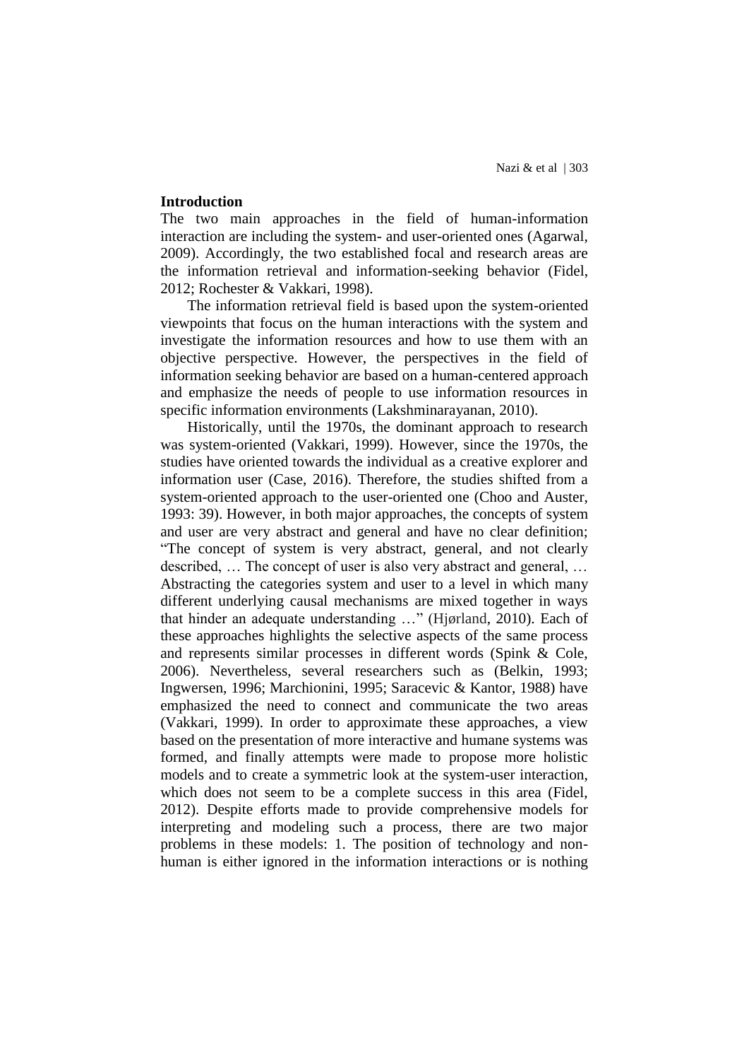## Introduction

The two main approaches in the field of human-information interaction are including the system- and user-oriented ones (Agarwal, 2009). Accordingly, the two established focal and research areas are the information retrieval and information-seeking behavior (Fidel, 2012; Rochester & Vakkari, 1998).

The information retrieval field is based upon the system-oriented viewpoints that focus on the human interactions with the system and investigate the information resources and how to use them with an objective perspective. However, the perspectives in the field of information seeking behavior are based on a human-centered approach and emphasize the needs of people to use information resources in specific information environments (Lakshminarayanan, 2010).

Historically, until the 1970s, the dominant approach to research was system-oriented (Vakkari, 1999). However, since the 1970s, the studies have oriented towards the individual as a creative explorer and information user (Case, 2016). Therefore, the studies shifted from a system-oriented approach to the user-oriented one (Choo and Auster, 1993: 39). However, in both major approaches, the concepts of system and user are very abstract and general and have no clear definition; "The concept of system is very abstract, general, and not clearly described, … The concept of user is also very abstract and general, … Abstracting the categories system and user to a level in which many different underlying causal mechanisms are mixed together in ways that hinder an adequate understanding …" (Hjørland, 2010). Each of these approaches highlights the selective aspects of the same process and represents similar processes in different words (Spink & Cole, 2006). Nevertheless, several researchers such as (Belkin, 1993; Ingwersen, 1996; Marchionini, 1995; Saracevic & Kantor, 1988) have emphasized the need to connect and communicate the two areas (Vakkari, 1999). In order to approximate these approaches, a view based on the presentation of more interactive and humane systems was formed, and finally attempts were made to propose more holistic models and to create a symmetric look at the system-user interaction, which does not seem to be a complete success in this area (Fidel, 2012). Despite efforts made to provide comprehensive models for interpreting and modeling such a process, there are two major problems in these models: 1. The position of technology and non-human is either ignored in the information interactions or is nothing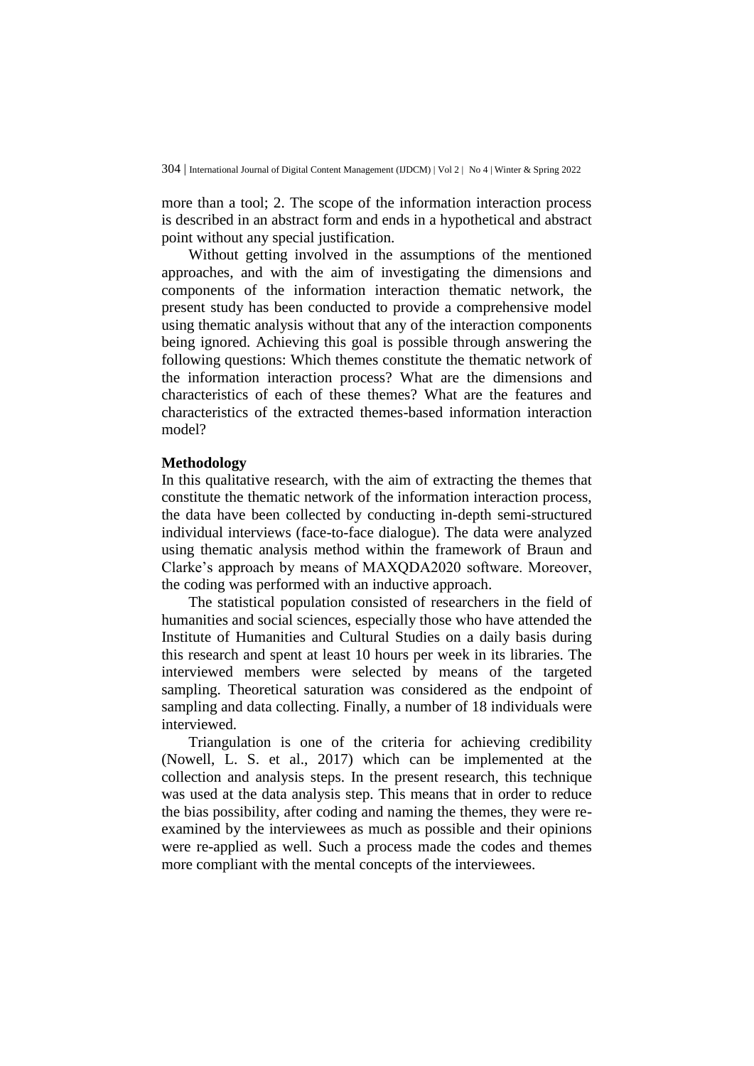more than a tool; 2. The scope of the information interaction process is described in an abstract form and ends in a hypothetical and abstract point without any special justification.

Without getting involved in the assumptions of the mentioned approaches, and with the aim of investigating the dimensions and components of the information interaction thematic network, the present study has been conducted to provide a comprehensive model using thematic analysis without that any of the interaction components being ignored. Achieving this goal is possible through answering the following questions: Which themes constitute the thematic network of the information interaction process? What are the dimensions and characteristics of each of these themes? What are the features and characteristics of the extracted themes-based information interaction model?

## Methodology

In this qualitative research, with the aim of extracting the themes that constitute the thematic network of the information interaction process, the data have been collected by conducting in-depth semi-structured individual interviews (face-to-face dialogue). The data were analyzed using thematic analysis method within the framework of Braun and Clarke's approach by means of MAXQDA2020 software. Moreover, the coding was performed with an inductive approach.

The statistical population consisted of researchers in the field of humanities and social sciences, especially those who have attended the Institute of Humanities and Cultural Studies on a daily basis during this research and spent at least 10 hours per week in its libraries. The interviewed members were selected by means of the targeted sampling. Theoretical saturation was considered as the endpoint of sampling and data collecting. Finally, a number of 18 individuals were interviewed.

Triangulation is one of the criteria for achieving credibility (Nowell, L. S. et al., 2017) which can be implemented at the collection and analysis steps. In the present research, this technique was used at the data analysis step. This means that in order to reduce the bias possibility, after coding and naming the themes, they were re-examined by the interviewees as much as possible and their opinions were re-applied as well. Such a process made the codes and themes more compliant with the mental concepts of the interviewees.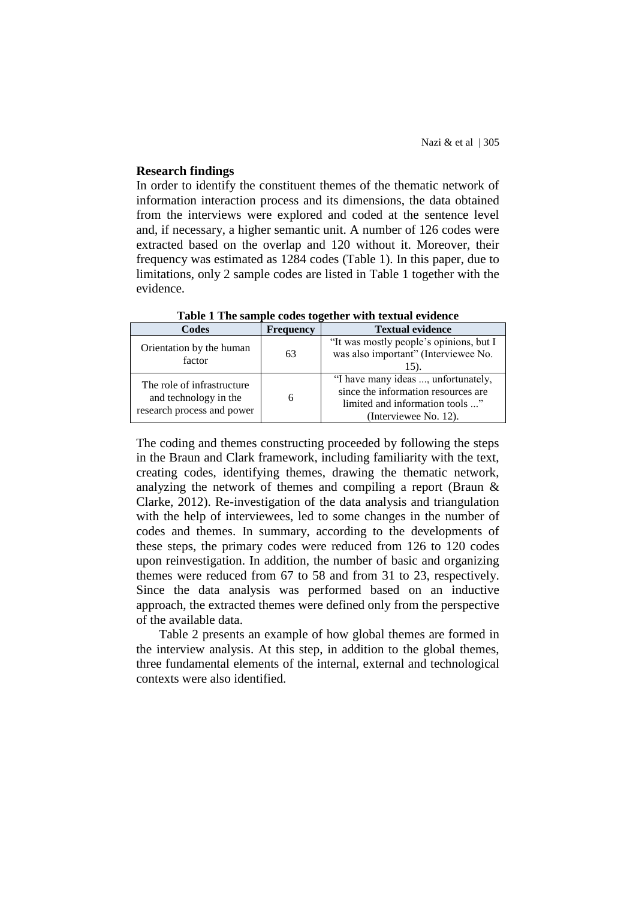## Research findings

In order to identify the constituent themes of the thematic network of information interaction process and its dimensions, the data obtained from the interviews were explored and coded at the sentence level and, if necessary, a higher semantic unit. A number of 126 codes were extracted based on the overlap and 120 without it. Moreover, their frequency was estimated as 1284 codes (Table 1). In this paper, due to limitations, only 2 sample codes are listed in Table 1 together with the evidence.

**Table 1 The sample codes together with textual evidence**

| Codes | Frequency | Textual evidence |
|---|---|---|
| Orientation by the human factor | 63 | "It was mostly people's opinions, but I was also important" (Interviewee No. 15). |
| The role of infrastructure and technology in the research process and power | 6 | "I have many ideas ..., unfortunately, since the information resources are limited and information tools ..." (Interviewee No. 12). |

The coding and themes constructing proceeded by following the steps in the Braun and Clark framework, including familiarity with the text, creating codes, identifying themes, drawing the thematic network, analyzing the network of themes and compiling a report (Braun & Clarke, 2012). Re-investigation of the data analysis and triangulation with the help of interviewees, led to some changes in the number of codes and themes. In summary, according to the developments of these steps, the primary codes were reduced from 126 to 120 codes upon reinvestigation. In addition, the number of basic and organizing themes were reduced from 67 to 58 and from 31 to 23, respectively. Since the data analysis was performed based on an inductive approach, the extracted themes were defined only from the perspective of the available data.

Table 2 presents an example of how global themes are formed in the interview analysis. At this step, in addition to the global themes, three fundamental elements of the internal, external and technological contexts were also identified.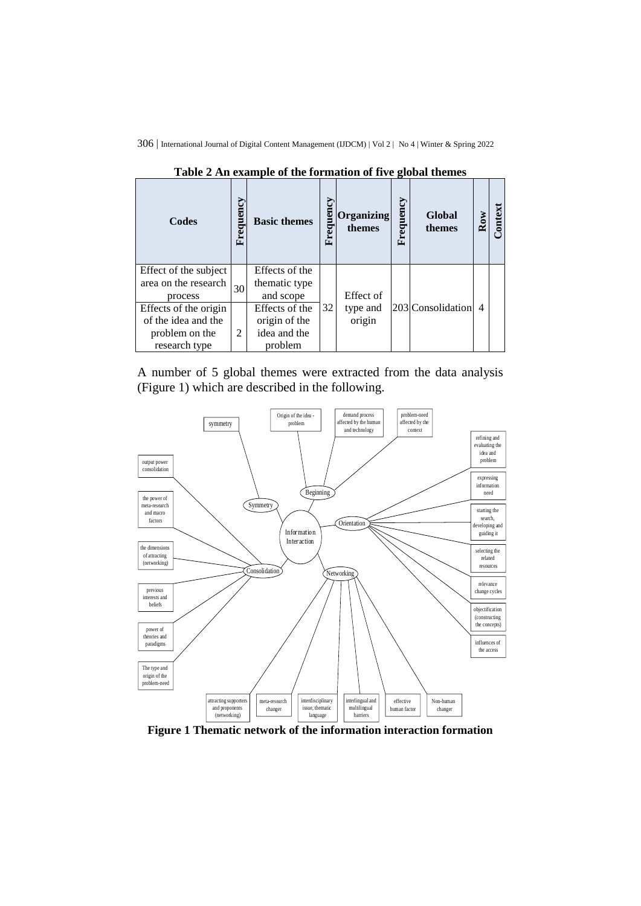**Table 2 An example of the formation of five global themes**

| Codes | Frequency | Basic themes | Frequency | Organizing themes | Frequency | Global themes | Row | Context |
|---|---|---|---|---|---|---|---|---|
| Effect of the subject area on the research process | 30 | Effects of the thematic type and scope | 32 | Effect of type and origin | 203 | Consolidation | 4 | |
| Effects of the origin of the idea and the problem on the research type | 2 | Effects of the origin of the idea and the problem | | | | | | |

A number of 5 global themes were extracted from the data analysis (Figure 1) which are described in the following.

**Figure 1 Thematic network of the information interaction formation**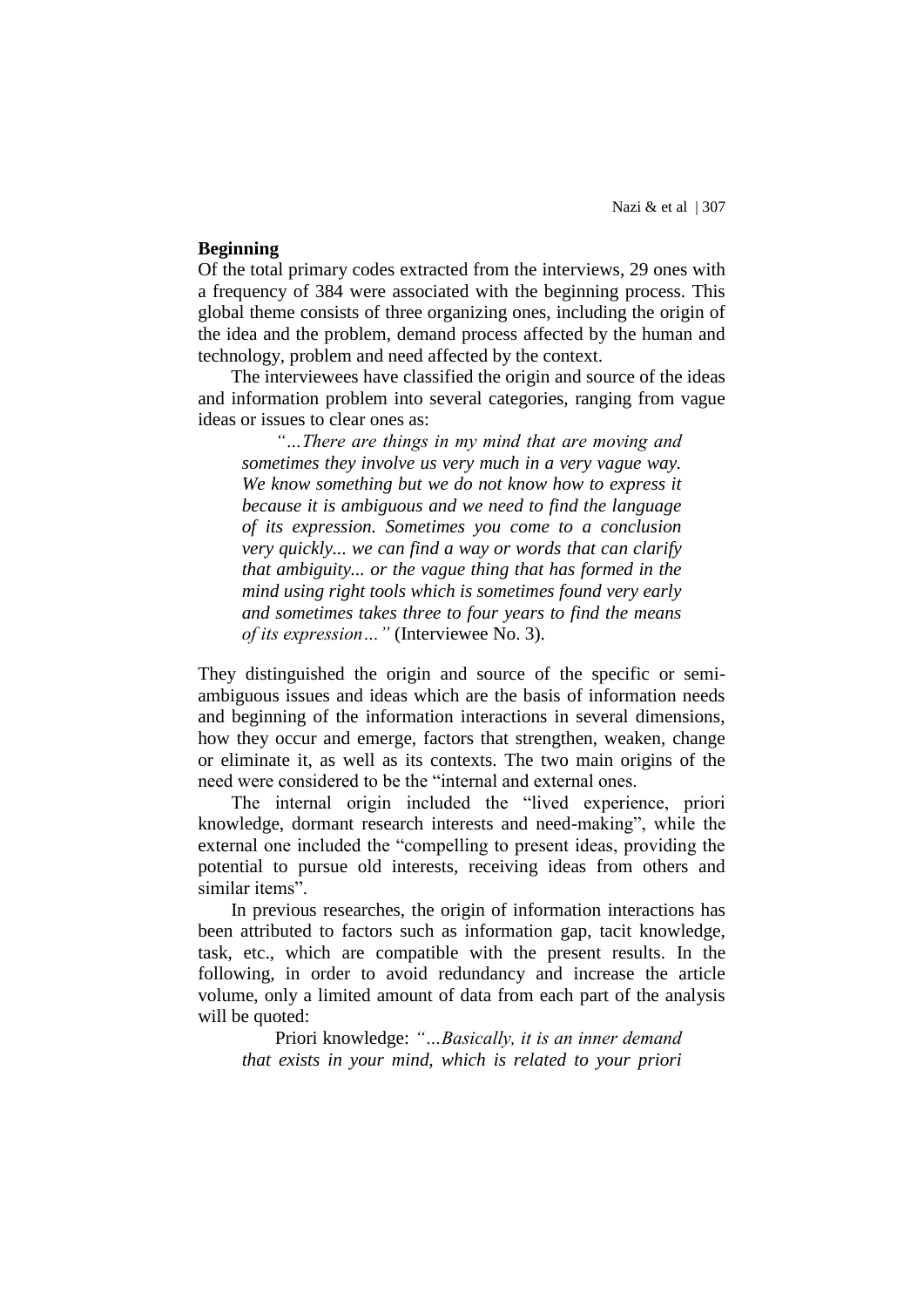**Beginning**

Of the total primary codes extracted from the interviews, 29 ones with a frequency of 384 were associated with the beginning process. This global theme consists of three organizing ones, including the origin of the idea and the problem, demand process affected by the human and technology, problem and need affected by the context.

The interviewees have classified the origin and source of the ideas and information problem into several categories, ranging from vague ideas or issues to clear ones as:

> *"…There are things in my mind that are moving and sometimes they involve us very much in a very vague way. We know something but we do not know how to express it because it is ambiguous and we need to find the language of its expression. Sometimes you come to a conclusion very quickly... we can find a way or words that can clarify that ambiguity... or the vague thing that has formed in the mind using right tools which is sometimes found very early and sometimes takes three to four years to find the means of its expression…"* (Interviewee No. 3).

They distinguished the origin and source of the specific or semi-ambiguous issues and ideas which are the basis of information needs and beginning of the information interactions in several dimensions, how they occur and emerge, factors that strengthen, weaken, change or eliminate it, as well as its contexts. The two main origins of the need were considered to be the "internal and external ones.

The internal origin included the "lived experience, priori knowledge, dormant research interests and need-making", while the external one included the "compelling to present ideas, providing the potential to pursue old interests, receiving ideas from others and similar items".

In previous researches, the origin of information interactions has been attributed to factors such as information gap, tacit knowledge, task, etc., which are compatible with the present results. In the following, in order to avoid redundancy and increase the article volume, only a limited amount of data from each part of the analysis will be quoted:

> Priori knowledge: *"…Basically, it is an inner demand that exists in your mind, which is related to your priori*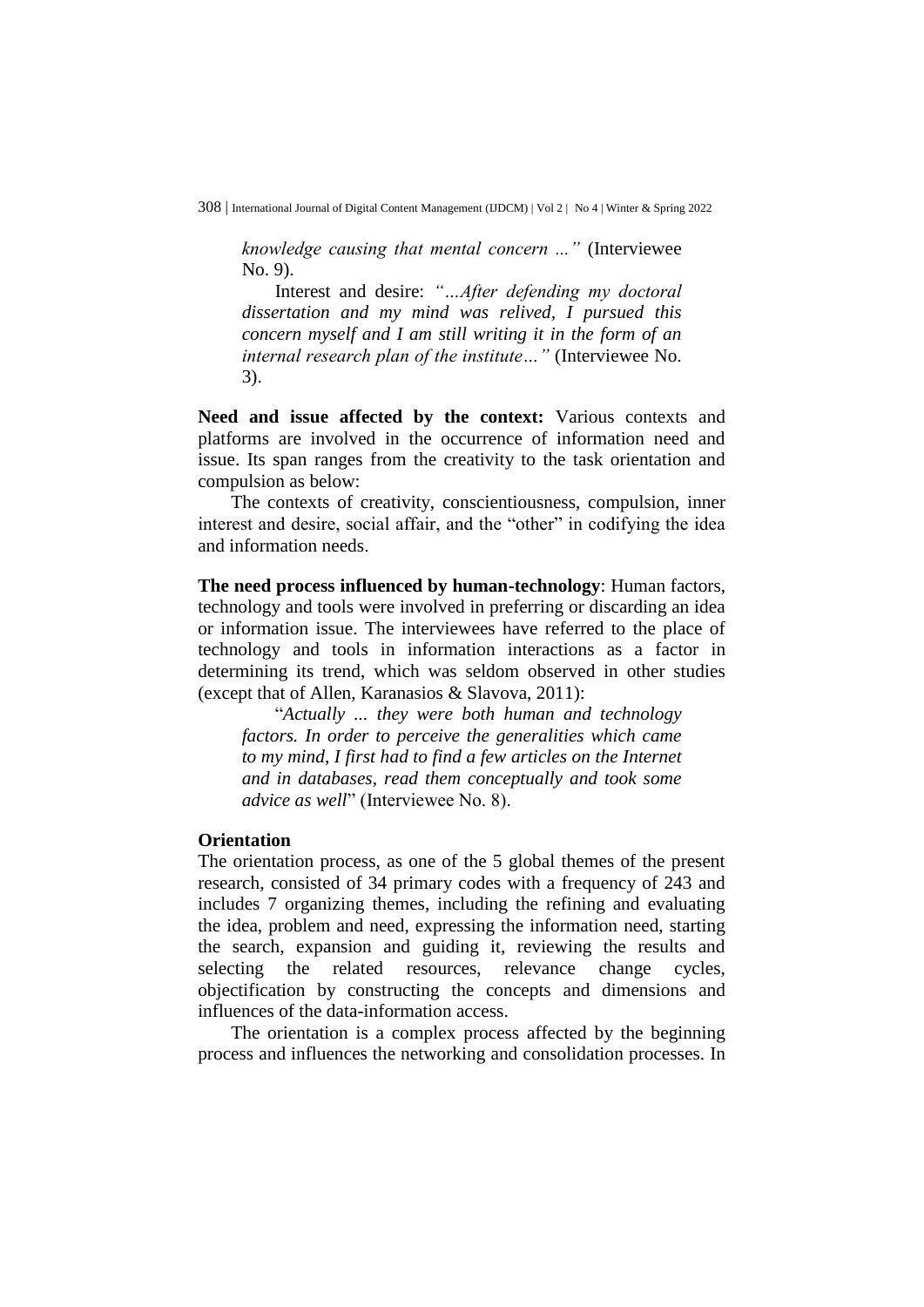*knowledge causing that mental concern ..."* (Interviewee No. 9).

Interest and desire: *"…After defending my doctoral dissertation and my mind was relived, I pursued this concern myself and I am still writing it in the form of an internal research plan of the institute…"* (Interviewee No. 3).

**Need and issue affected by the context:** Various contexts and platforms are involved in the occurrence of information need and issue. Its span ranges from the creativity to the task orientation and compulsion as below:

The contexts of creativity, conscientiousness, compulsion, inner interest and desire, social affair, and the "other" in codifying the idea and information needs.

**The need process influenced by human-technology**: Human factors, technology and tools were involved in preferring or discarding an idea or information issue. The interviewees have referred to the place of technology and tools in information interactions as a factor in determining its trend, which was seldom observed in other studies (except that of Allen, Karanasios & Slavova, 2011):

"*Actually ... they were both human and technology factors. In order to perceive the generalities which came to my mind, I first had to find a few articles on the Internet and in databases, read them conceptually and took some advice as well*" (Interviewee No. 8).

### Orientation

The orientation process, as one of the 5 global themes of the present research, consisted of 34 primary codes with a frequency of 243 and includes 7 organizing themes, including the refining and evaluating the idea, problem and need, expressing the information need, starting the search, expansion and guiding it, reviewing the results and selecting the related resources, relevance change cycles, objectification by constructing the concepts and dimensions and influences of the data-information access.

The orientation is a complex process affected by the beginning process and influences the networking and consolidation processes. In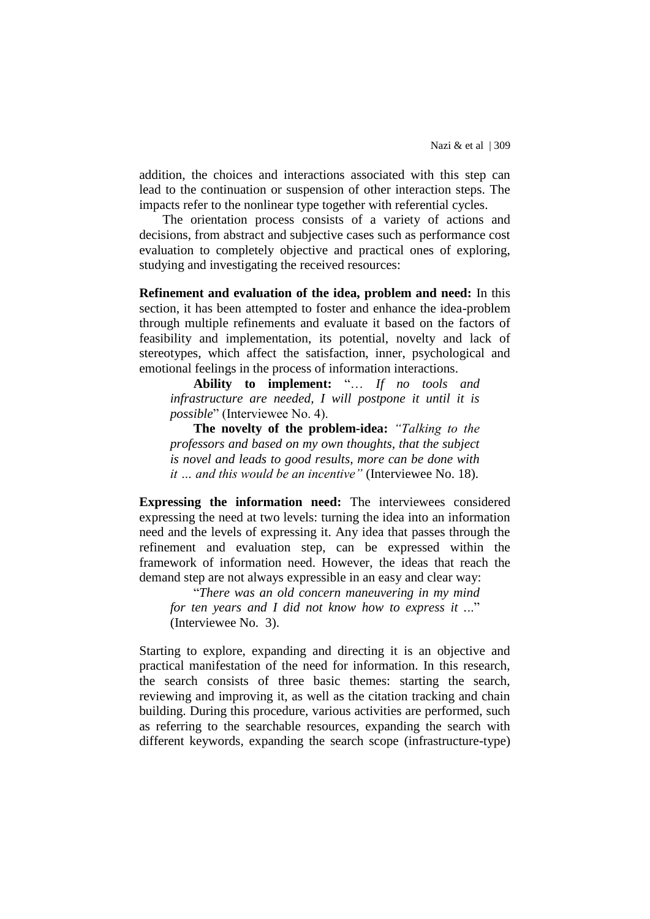addition, the choices and interactions associated with this step can lead to the continuation or suspension of other interaction steps. The impacts refer to the nonlinear type together with referential cycles.

The orientation process consists of a variety of actions and decisions, from abstract and subjective cases such as performance cost evaluation to completely objective and practical ones of exploring, studying and investigating the received resources:

**Refinement and evaluation of the idea, problem and need:** In this section, it has been attempted to foster and enhance the idea-problem through multiple refinements and evaluate it based on the factors of feasibility and implementation, its potential, novelty and lack of stereotypes, which affect the satisfaction, inner, psychological and emotional feelings in the process of information interactions.

> **Ability to implement:** "… *If no tools and infrastructure are needed, I will postpone it until it is possible*" (Interviewee No. 4).
>
> **The novelty of the problem-idea:** *"Talking to the professors and based on my own thoughts, that the subject is novel and leads to good results, more can be done with it … and this would be an incentive"* (Interviewee No. 18).

**Expressing the information need:** The interviewees considered expressing the need at two levels: turning the idea into an information need and the levels of expressing it. Any idea that passes through the refinement and evaluation step, can be expressed within the framework of information need. However, the ideas that reach the demand step are not always expressible in an easy and clear way:

> "*There was an old concern maneuvering in my mind for ten years and I did not know how to express it …*" (Interviewee No. 3).

Starting to explore, expanding and directing it is an objective and practical manifestation of the need for information. In this research, the search consists of three basic themes: starting the search, reviewing and improving it, as well as the citation tracking and chain building. During this procedure, various activities are performed, such as referring to the searchable resources, expanding the search with different keywords, expanding the search scope (infrastructure-type)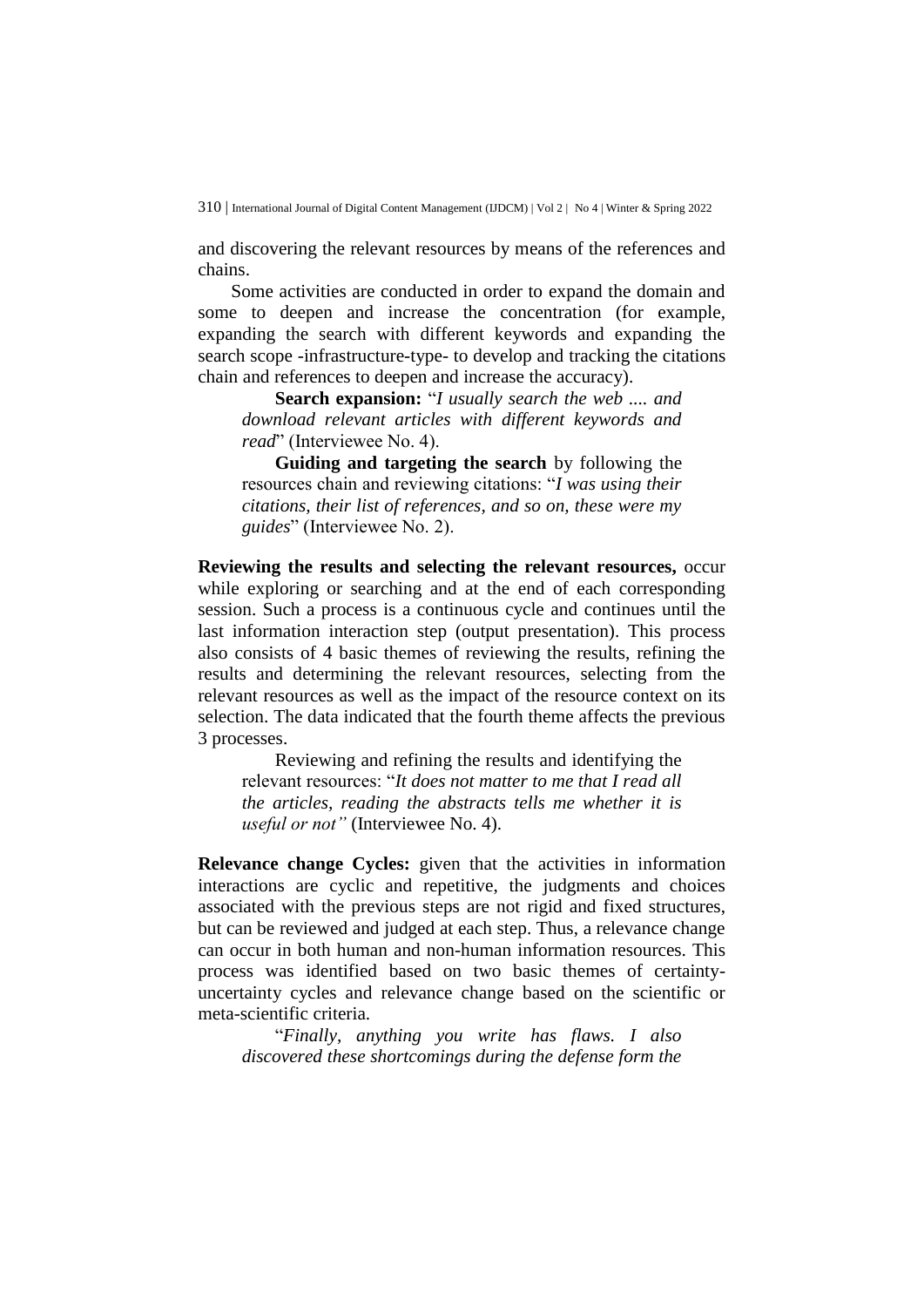and discovering the relevant resources by means of the references and chains.

Some activities are conducted in order to expand the domain and some to deepen and increase the concentration (for example, expanding the search with different keywords and expanding the search scope -infrastructure-type- to develop and tracking the citations chain and references to deepen and increase the accuracy).

> **Search expansion:** "*I usually search the web .... and download relevant articles with different keywords and read*" (Interviewee No. 4).
>
> **Guiding and targeting the search** by following the resources chain and reviewing citations: "*I was using their citations, their list of references, and so on, these were my guides*" (Interviewee No. 2).

**Reviewing the results and selecting the relevant resources,** occur while exploring or searching and at the end of each corresponding session. Such a process is a continuous cycle and continues until the last information interaction step (output presentation). This process also consists of 4 basic themes of reviewing the results, refining the results and determining the relevant resources, selecting from the relevant resources as well as the impact of the resource context on its selection. The data indicated that the fourth theme affects the previous 3 processes.

> Reviewing and refining the results and identifying the relevant resources: "*It does not matter to me that I read all the articles, reading the abstracts tells me whether it is useful or not"* (Interviewee No. 4).

**Relevance change Cycles:** given that the activities in information interactions are cyclic and repetitive, the judgments and choices associated with the previous steps are not rigid and fixed structures, but can be reviewed and judged at each step. Thus, a relevance change can occur in both human and non-human information resources. This process was identified based on two basic themes of certainty-uncertainty cycles and relevance change based on the scientific or meta-scientific criteria.

> "*Finally, anything you write has flaws. I also discovered these shortcomings during the defense form the*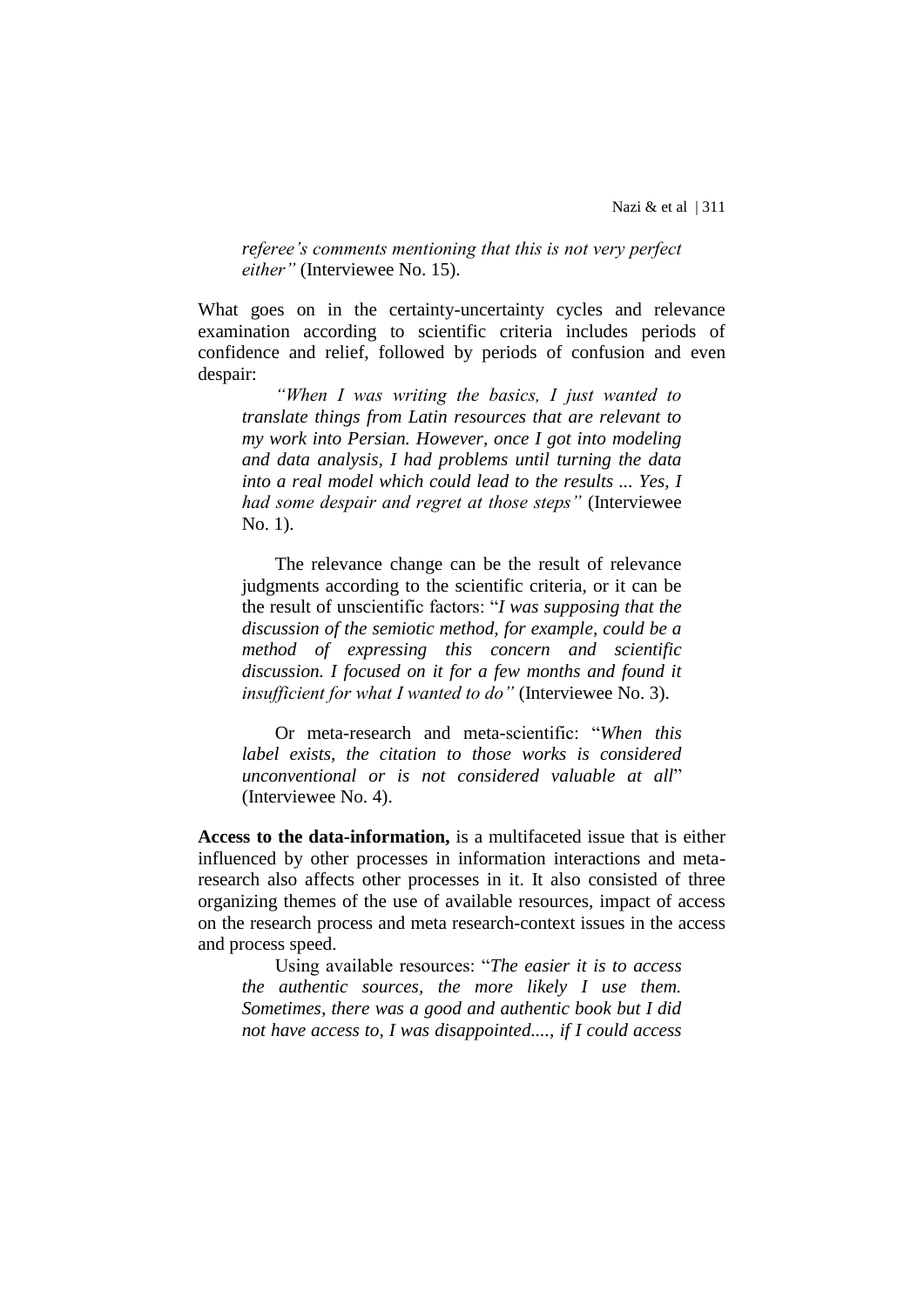*referee's comments mentioning that this is not very perfect either"* (Interviewee No. 15).

What goes on in the certainty-uncertainty cycles and relevance examination according to scientific criteria includes periods of confidence and relief, followed by periods of confusion and even despair:

> *"When I was writing the basics, I just wanted to translate things from Latin resources that are relevant to my work into Persian. However, once I got into modeling and data analysis, I had problems until turning the data into a real model which could lead to the results ... Yes, I had some despair and regret at those steps"* (Interviewee No. 1).
>
> The relevance change can be the result of relevance judgments according to the scientific criteria, or it can be the result of unscientific factors: "*I was supposing that the discussion of the semiotic method, for example, could be a method of expressing this concern and scientific discussion. I focused on it for a few months and found it insufficient for what I wanted to do"* (Interviewee No. 3).
>
> Or meta-research and meta-scientific: "*When this label exists, the citation to those works is considered unconventional or is not considered valuable at all*" (Interviewee No. 4).

**Access to the data-information,** is a multifaceted issue that is either influenced by other processes in information interactions and meta-research also affects other processes in it. It also consisted of three organizing themes of the use of available resources, impact of access on the research process and meta research-context issues in the access and process speed.

> Using available resources: "*The easier it is to access the authentic sources, the more likely I use them. Sometimes, there was a good and authentic book but I did not have access to, I was disappointed...., if I could access*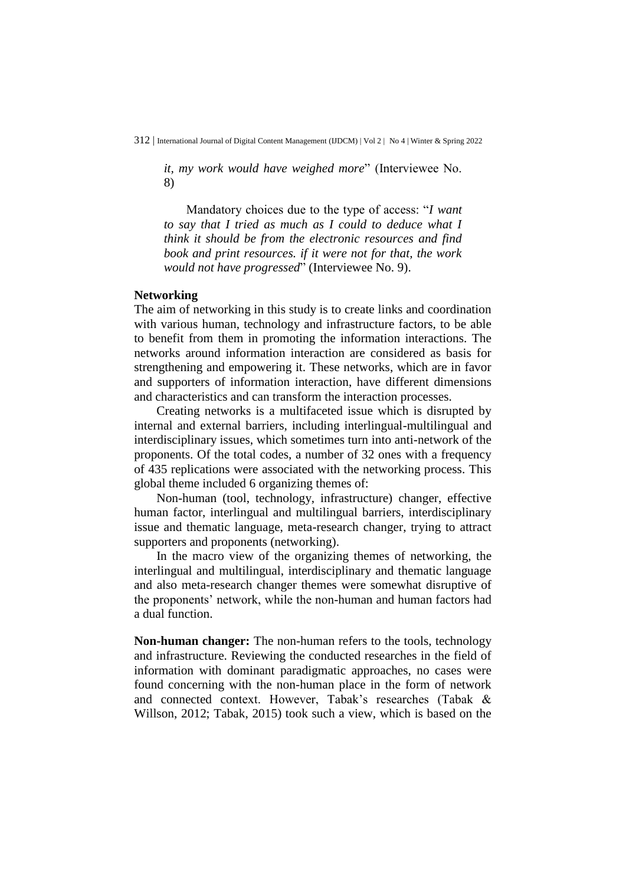*it, my work would have weighed more*" (Interviewee No. 8)

Mandatory choices due to the type of access: "*I want to say that I tried as much as I could to deduce what I think it should be from the electronic resources and find book and print resources. if it were not for that, the work would not have progressed*" (Interviewee No. 9).

**Networking**

The aim of networking in this study is to create links and coordination with various human, technology and infrastructure factors, to be able to benefit from them in promoting the information interactions. The networks around information interaction are considered as basis for strengthening and empowering it. These networks, which are in favor and supporters of information interaction, have different dimensions and characteristics and can transform the interaction processes.

Creating networks is a multifaceted issue which is disrupted by internal and external barriers, including interlingual-multilingual and interdisciplinary issues, which sometimes turn into anti-network of the proponents. Of the total codes, a number of 32 ones with a frequency of 435 replications were associated with the networking process. This global theme included 6 organizing themes of:

Non-human (tool, technology, infrastructure) changer, effective human factor, interlingual and multilingual barriers, interdisciplinary issue and thematic language, meta-research changer, trying to attract supporters and proponents (networking).

In the macro view of the organizing themes of networking, the interlingual and multilingual, interdisciplinary and thematic language and also meta-research changer themes were somewhat disruptive of the proponents' network, while the non-human and human factors had a dual function.

**Non-human changer:** The non-human refers to the tools, technology and infrastructure. Reviewing the conducted researches in the field of information with dominant paradigmatic approaches, no cases were found concerning with the non-human place in the form of network and connected context. However, Tabak's researches (Tabak & Willson, 2012; Tabak, 2015) took such a view, which is based on the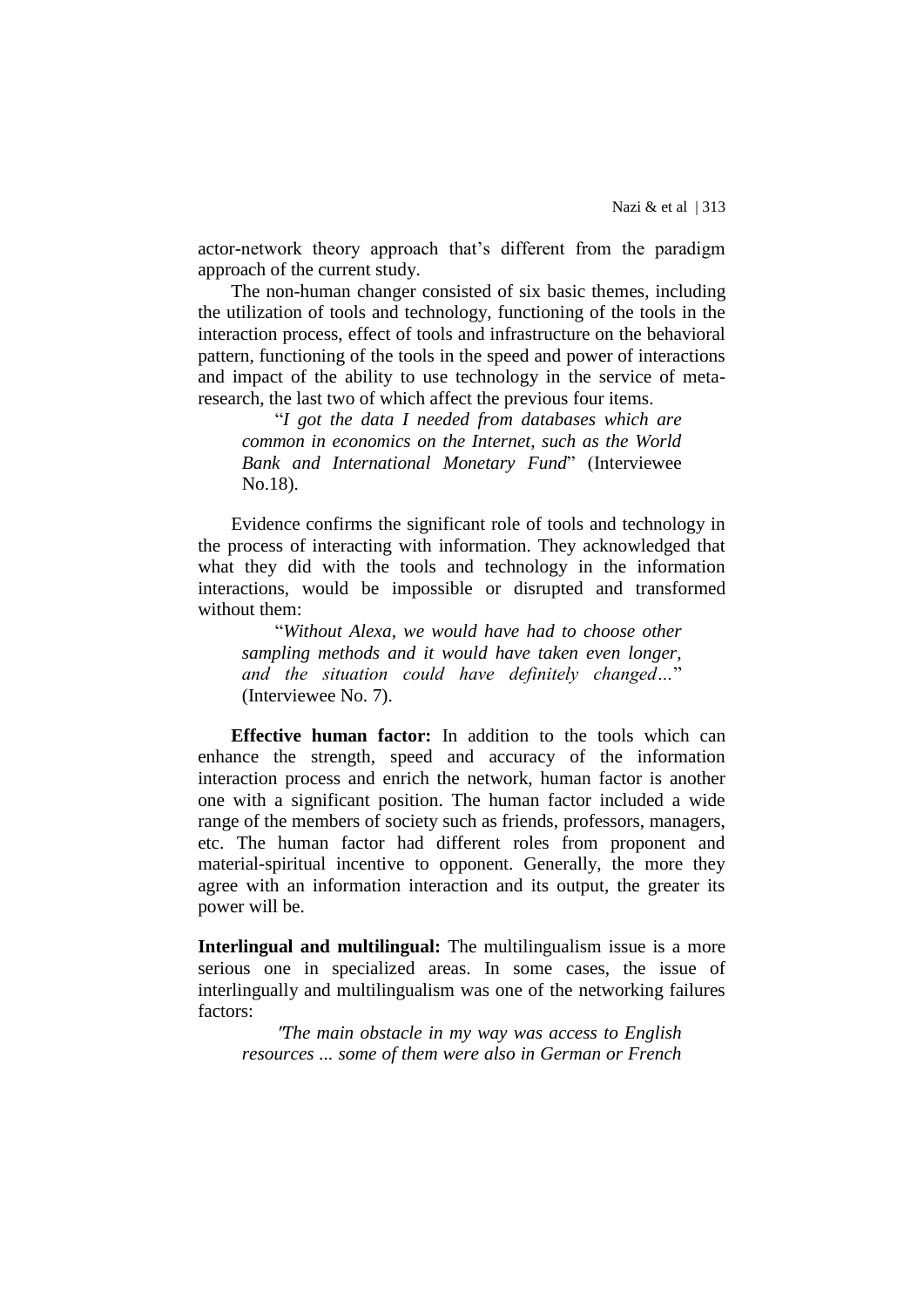actor-network theory approach that's different from the paradigm approach of the current study.

The non-human changer consisted of six basic themes, including the utilization of tools and technology, functioning of the tools in the interaction process, effect of tools and infrastructure on the behavioral pattern, functioning of the tools in the speed and power of interactions and impact of the ability to use technology in the service of meta-research, the last two of which affect the previous four items.

> "*I got the data I needed from databases which are common in economics on the Internet, such as the World Bank and International Monetary Fund*" (Interviewee No.18).

Evidence confirms the significant role of tools and technology in the process of interacting with information. They acknowledged that what they did with the tools and technology in the information interactions, would be impossible or disrupted and transformed without them:

> "*Without Alexa, we would have had to choose other sampling methods and it would have taken even longer, and the situation could have definitely changed…*" (Interviewee No. 7).

**Effective human factor:** In addition to the tools which can enhance the strength, speed and accuracy of the information interaction process and enrich the network, human factor is another one with a significant position. The human factor included a wide range of the members of society such as friends, professors, managers, etc. The human factor had different roles from proponent and material-spiritual incentive to opponent. Generally, the more they agree with an information interaction and its output, the greater its power will be.

**Interlingual and multilingual:** The multilingualism issue is a more serious one in specialized areas. In some cases, the issue of interlingually and multilingualism was one of the networking failures factors:

> *"The main obstacle in my way was access to English resources ... some of them were also in German or French*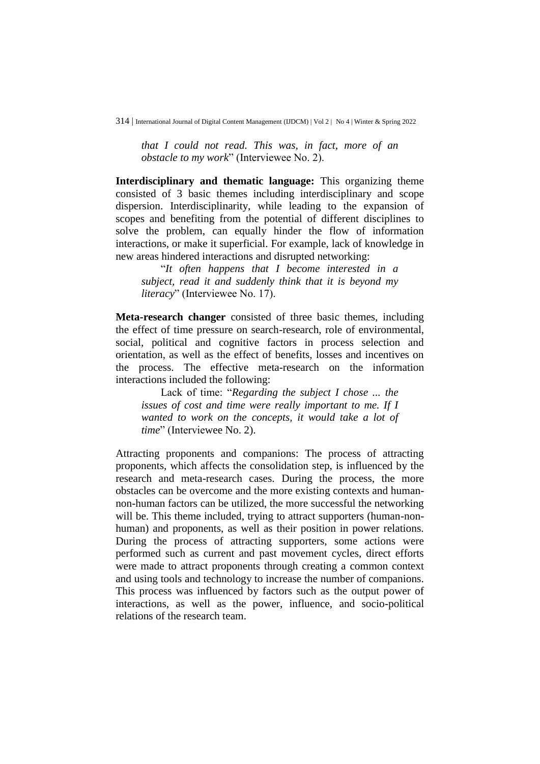> *that I could not read. This was, in fact, more of an obstacle to my work*" (Interviewee No. 2).

**Interdisciplinary and thematic language:** This organizing theme consisted of 3 basic themes including interdisciplinary and scope dispersion. Interdisciplinarity, while leading to the expansion of scopes and benefiting from the potential of different disciplines to solve the problem, can equally hinder the flow of information interactions, or make it superficial. For example, lack of knowledge in new areas hindered interactions and disrupted networking:

> "*It often happens that I become interested in a subject, read it and suddenly think that it is beyond my literacy*" (Interviewee No. 17).

**Meta-research changer** consisted of three basic themes, including the effect of time pressure on search-research, role of environmental, social, political and cognitive factors in process selection and orientation, as well as the effect of benefits, losses and incentives on the process. The effective meta-research on the information interactions included the following:

> Lack of time: "*Regarding the subject I chose ... the issues of cost and time were really important to me. If I wanted to work on the concepts, it would take a lot of time*" (Interviewee No. 2).

Attracting proponents and companions: The process of attracting proponents, which affects the consolidation step, is influenced by the research and meta-research cases. During the process, the more obstacles can be overcome and the more existing contexts and human-non-human factors can be utilized, the more successful the networking will be. This theme included, trying to attract supporters (human-non-human) and proponents, as well as their position in power relations. During the process of attracting supporters, some actions were performed such as current and past movement cycles, direct efforts were made to attract proponents through creating a common context and using tools and technology to increase the number of companions. This process was influenced by factors such as the output power of interactions, as well as the power, influence, and socio-political relations of the research team.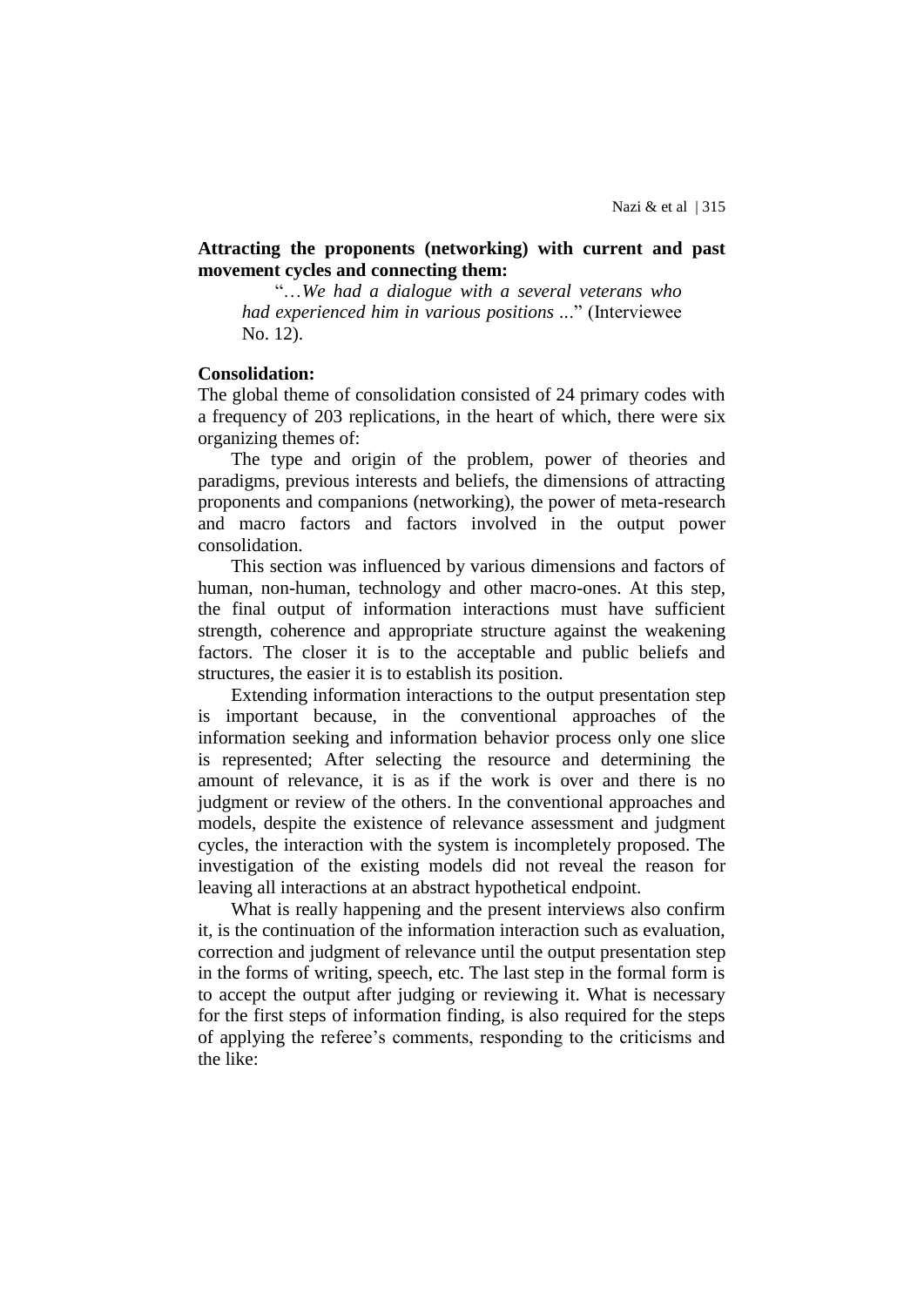**Attracting the proponents (networking) with current and past movement cycles and connecting them:**

> "…*We had a dialogue with a several veterans who had experienced him in various positions* ..." (Interviewee No. 12).

**Consolidation:**

The global theme of consolidation consisted of 24 primary codes with a frequency of 203 replications, in the heart of which, there were six organizing themes of:

The type and origin of the problem, power of theories and paradigms, previous interests and beliefs, the dimensions of attracting proponents and companions (networking), the power of meta-research and macro factors and factors involved in the output power consolidation.

This section was influenced by various dimensions and factors of human, non-human, technology and other macro-ones. At this step, the final output of information interactions must have sufficient strength, coherence and appropriate structure against the weakening factors. The closer it is to the acceptable and public beliefs and structures, the easier it is to establish its position.

Extending information interactions to the output presentation step is important because, in the conventional approaches of the information seeking and information behavior process only one slice is represented; After selecting the resource and determining the amount of relevance, it is as if the work is over and there is no judgment or review of the others. In the conventional approaches and models, despite the existence of relevance assessment and judgment cycles, the interaction with the system is incompletely proposed. The investigation of the existing models did not reveal the reason for leaving all interactions at an abstract hypothetical endpoint.

What is really happening and the present interviews also confirm it, is the continuation of the information interaction such as evaluation, correction and judgment of relevance until the output presentation step in the forms of writing, speech, etc. The last step in the formal form is to accept the output after judging or reviewing it. What is necessary for the first steps of information finding, is also required for the steps of applying the referee's comments, responding to the criticisms and the like: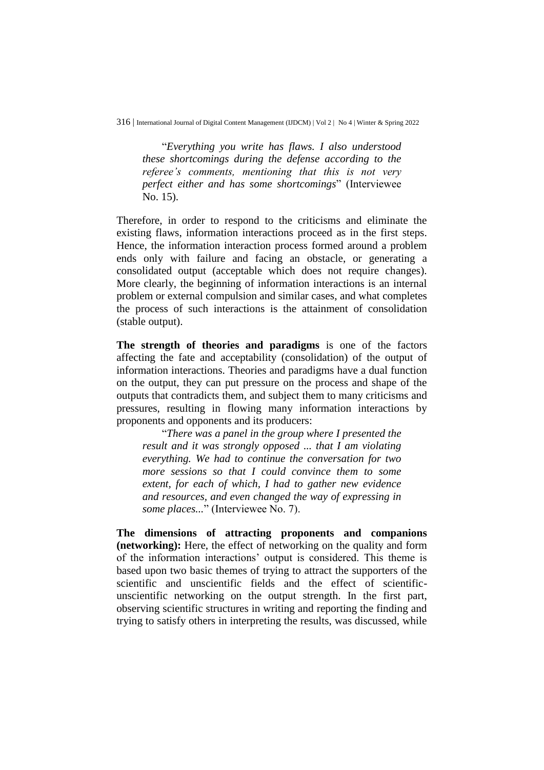> "*Everything you write has flaws. I also understood these shortcomings during the defense according to the referee's comments, mentioning that this is not very perfect either and has some shortcomings*" (Interviewee No. 15).

Therefore, in order to respond to the criticisms and eliminate the existing flaws, information interactions proceed as in the first steps. Hence, the information interaction process formed around a problem ends only with failure and facing an obstacle, or generating a consolidated output (acceptable which does not require changes). More clearly, the beginning of information interactions is an internal problem or external compulsion and similar cases, and what completes the process of such interactions is the attainment of consolidation (stable output).

**The strength of theories and paradigms** is one of the factors affecting the fate and acceptability (consolidation) of the output of information interactions. Theories and paradigms have a dual function on the output, they can put pressure on the process and shape of the outputs that contradicts them, and subject them to many criticisms and pressures, resulting in flowing many information interactions by proponents and opponents and its producers:

> "*There was a panel in the group where I presented the result and it was strongly opposed ... that I am violating everything. We had to continue the conversation for two more sessions so that I could convince them to some extent, for each of which, I had to gather new evidence and resources, and even changed the way of expressing in some places...*" (Interviewee No. 7).

**The dimensions of attracting proponents and companions (networking):** Here, the effect of networking on the quality and form of the information interactions' output is considered. This theme is based upon two basic themes of trying to attract the supporters of the scientific and unscientific fields and the effect of scientific-unscientific networking on the output strength. In the first part, observing scientific structures in writing and reporting the finding and trying to satisfy others in interpreting the results, was discussed, while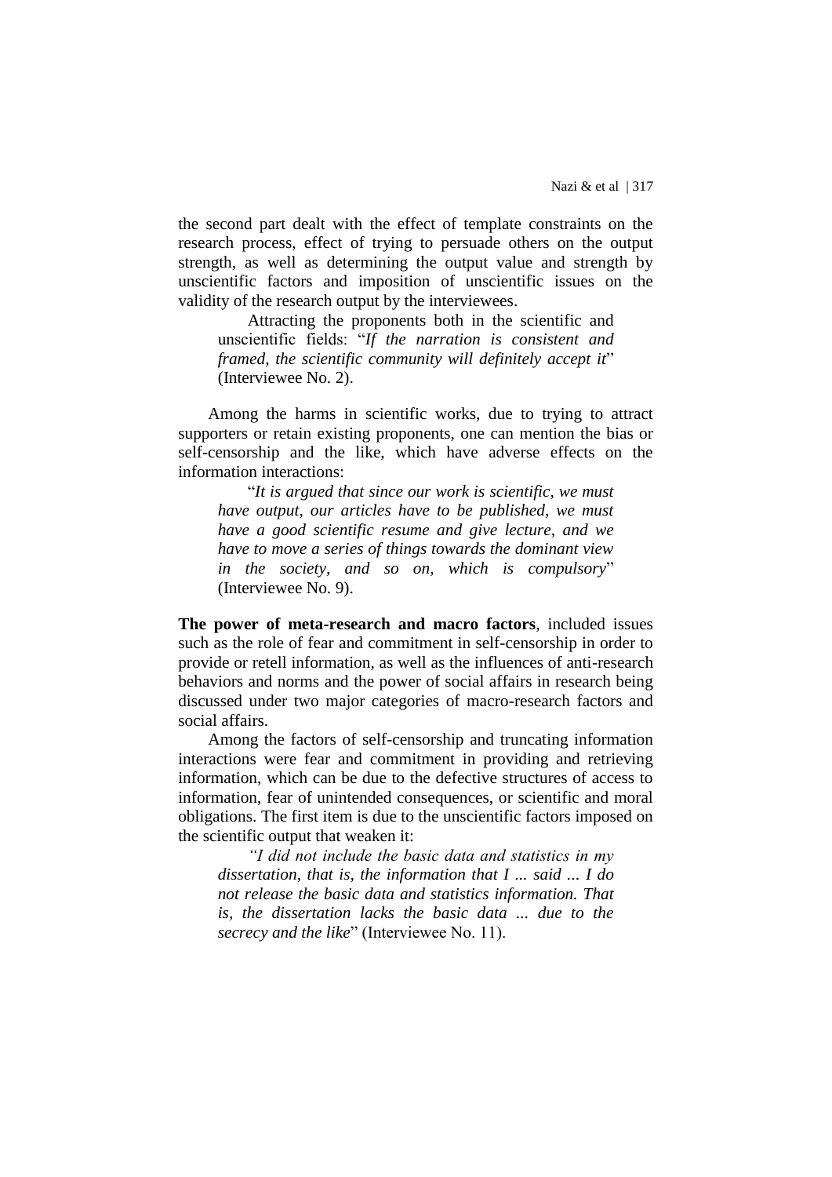the second part dealt with the effect of template constraints on the research process, effect of trying to persuade others on the output strength, as well as determining the output value and strength by unscientific factors and imposition of unscientific issues on the validity of the research output by the interviewees.

> Attracting the proponents both in the scientific and unscientific fields: "*If the narration is consistent and framed, the scientific community will definitely accept it*" (Interviewee No. 2).

Among the harms in scientific works, due to trying to attract supporters or retain existing proponents, one can mention the bias or self-censorship and the like, which have adverse effects on the information interactions:

> "*It is argued that since our work is scientific, we must have output, our articles have to be published, we must have a good scientific resume and give lecture, and we have to move a series of things towards the dominant view in the society, and so on, which is compulsory*" (Interviewee No. 9).

**The power of meta-research and macro factors**, included issues such as the role of fear and commitment in self-censorship in order to provide or retell information, as well as the influences of anti-research behaviors and norms and the power of social affairs in research being discussed under two major categories of macro-research factors and social affairs.

Among the factors of self-censorship and truncating information interactions were fear and commitment in providing and retrieving information, which can be due to the defective structures of access to information, fear of unintended consequences, or scientific and moral obligations. The first item is due to the unscientific factors imposed on the scientific output that weaken it:

> *"I did not include the basic data and statistics in my dissertation, that is, the information that I ... said ... I do not release the basic data and statistics information. That is, the dissertation lacks the basic data ... due to the secrecy and the like*" (Interviewee No. 11).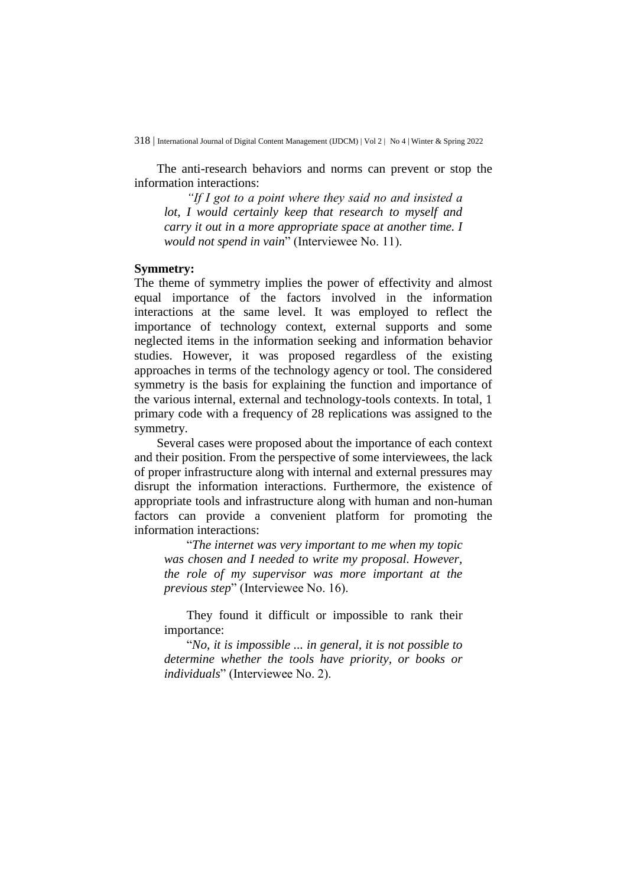The anti-research behaviors and norms can prevent or stop the information interactions:

> *"If I got to a point where they said no and insisted a lot, I would certainly keep that research to myself and carry it out in a more appropriate space at another time. I would not spend in vain*" (Interviewee No. 11).

**Symmetry:**

The theme of symmetry implies the power of effectivity and almost equal importance of the factors involved in the information interactions at the same level. It was employed to reflect the importance of technology context, external supports and some neglected items in the information seeking and information behavior studies. However, it was proposed regardless of the existing approaches in terms of the technology agency or tool. The considered symmetry is the basis for explaining the function and importance of the various internal, external and technology-tools contexts. In total, 1 primary code with a frequency of 28 replications was assigned to the symmetry.

Several cases were proposed about the importance of each context and their position. From the perspective of some interviewees, the lack of proper infrastructure along with internal and external pressures may disrupt the information interactions. Furthermore, the existence of appropriate tools and infrastructure along with human and non-human factors can provide a convenient platform for promoting the information interactions:

> "*The internet was very important to me when my topic was chosen and I needed to write my proposal. However, the role of my supervisor was more important at the previous step*" (Interviewee No. 16).

They found it difficult or impossible to rank their importance:

> "*No, it is impossible ... in general, it is not possible to determine whether the tools have priority, or books or individuals*" (Interviewee No. 2).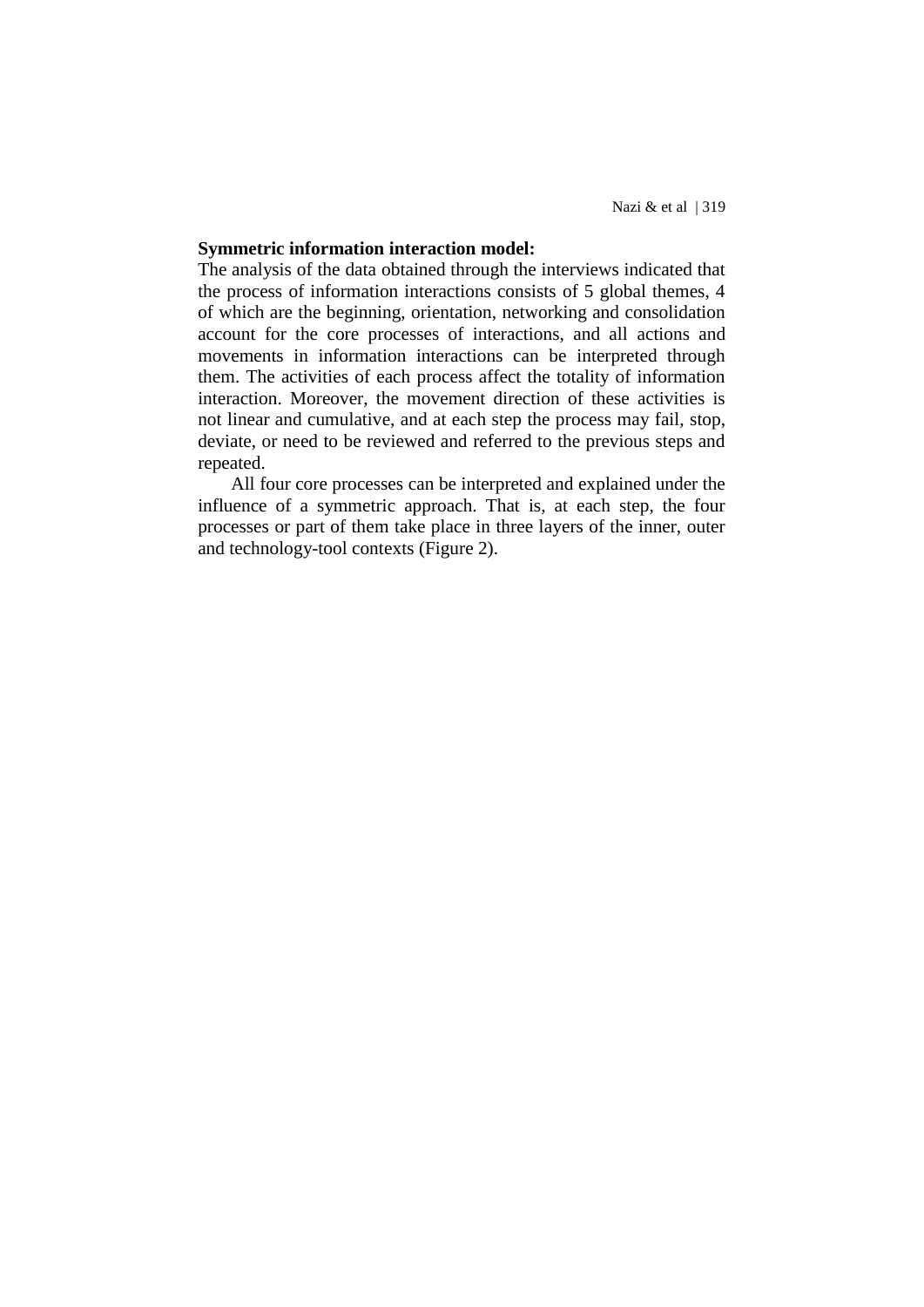**Symmetric information interaction model:**

The analysis of the data obtained through the interviews indicated that the process of information interactions consists of 5 global themes, 4 of which are the beginning, orientation, networking and consolidation account for the core processes of interactions, and all actions and movements in information interactions can be interpreted through them. The activities of each process affect the totality of information interaction. Moreover, the movement direction of these activities is not linear and cumulative, and at each step the process may fail, stop, deviate, or need to be reviewed and referred to the previous steps and repeated.

All four core processes can be interpreted and explained under the influence of a symmetric approach. That is, at each step, the four processes or part of them take place in three layers of the inner, outer and technology-tool contexts (Figure 2).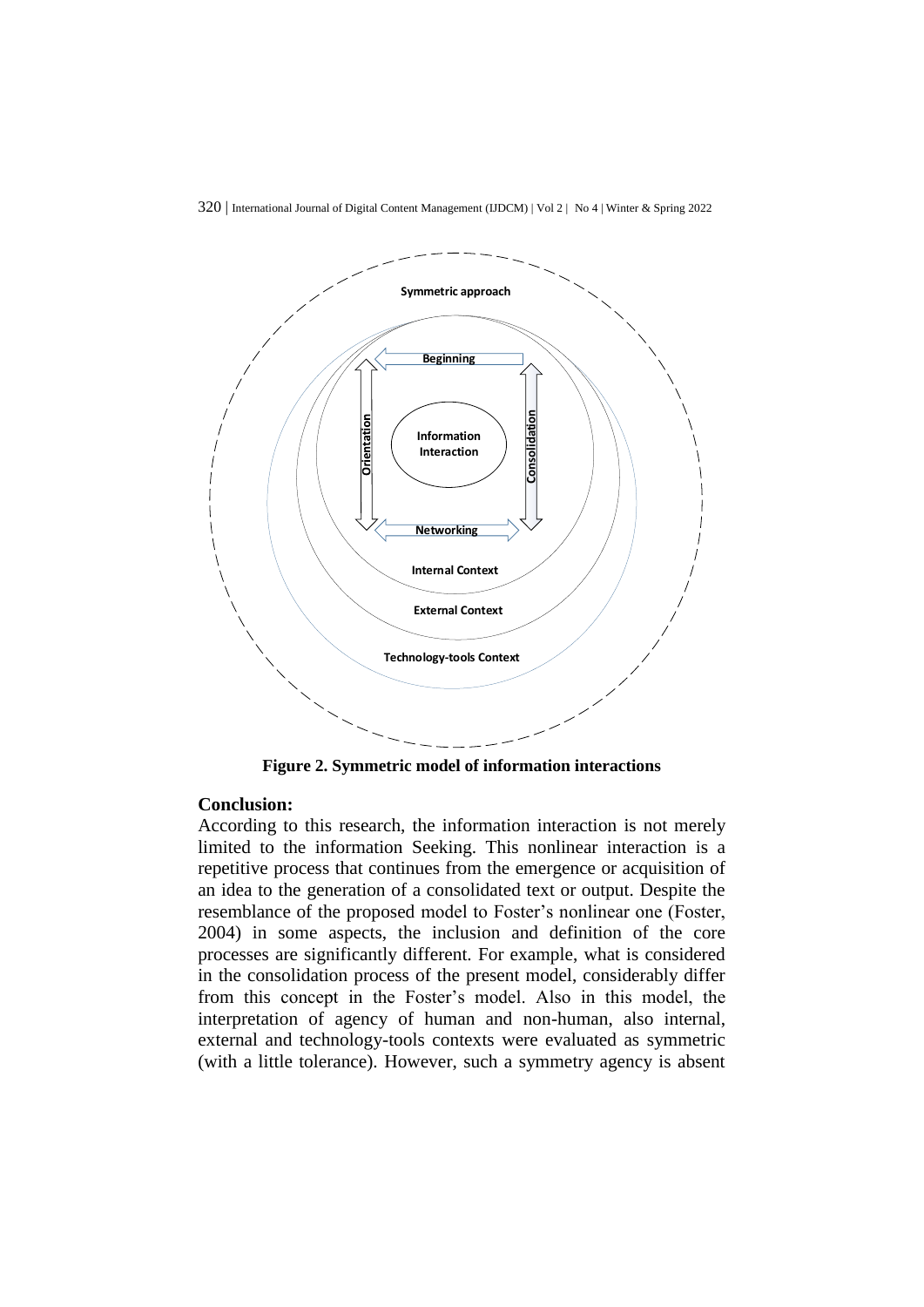Symmetric approach

Beginning

Orientation

Information Interaction

Consolidation

Networking

Internal Context

External Context

Technology-tools Context

**Figure 2. Symmetric model of information interactions**

## Conclusion:

According to this research, the information interaction is not merely limited to the information Seeking. This nonlinear interaction is a repetitive process that continues from the emergence or acquisition of an idea to the generation of a consolidated text or output. Despite the resemblance of the proposed model to Foster's nonlinear one (Foster, 2004) in some aspects, the inclusion and definition of the core processes are significantly different. For example, what is considered in the consolidation process of the present model, considerably differ from this concept in the Foster's model. Also in this model, the interpretation of agency of human and non-human, also internal, external and technology-tools contexts were evaluated as symmetric (with a little tolerance). However, such a symmetry agency is absent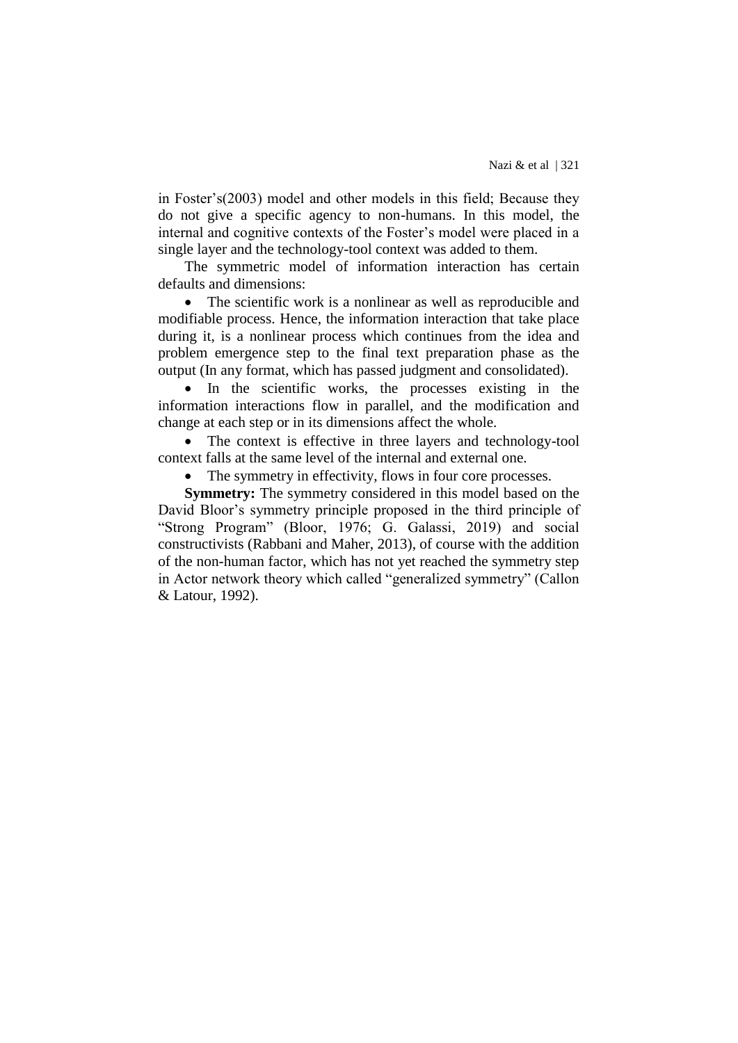in Foster's(2003) model and other models in this field; Because they do not give a specific agency to non-humans. In this model, the internal and cognitive contexts of the Foster's model were placed in a single layer and the technology-tool context was added to them.

The symmetric model of information interaction has certain defaults and dimensions:

- The scientific work is a nonlinear as well as reproducible and modifiable process. Hence, the information interaction that take place during it, is a nonlinear process which continues from the idea and problem emergence step to the final text preparation phase as the output (In any format, which has passed judgment and consolidated).
- In the scientific works, the processes existing in the information interactions flow in parallel, and the modification and change at each step or in its dimensions affect the whole.
- The context is effective in three layers and technology-tool context falls at the same level of the internal and external one.
- The symmetry in effectivity, flows in four core processes.

**Symmetry:** The symmetry considered in this model based on the David Bloor's symmetry principle proposed in the third principle of "Strong Program" (Bloor, 1976; G. Galassi, 2019) and social constructivists (Rabbani and Maher, 2013), of course with the addition of the non-human factor, which has not yet reached the symmetry step in Actor network theory which called "generalized symmetry" (Callon & Latour, 1992).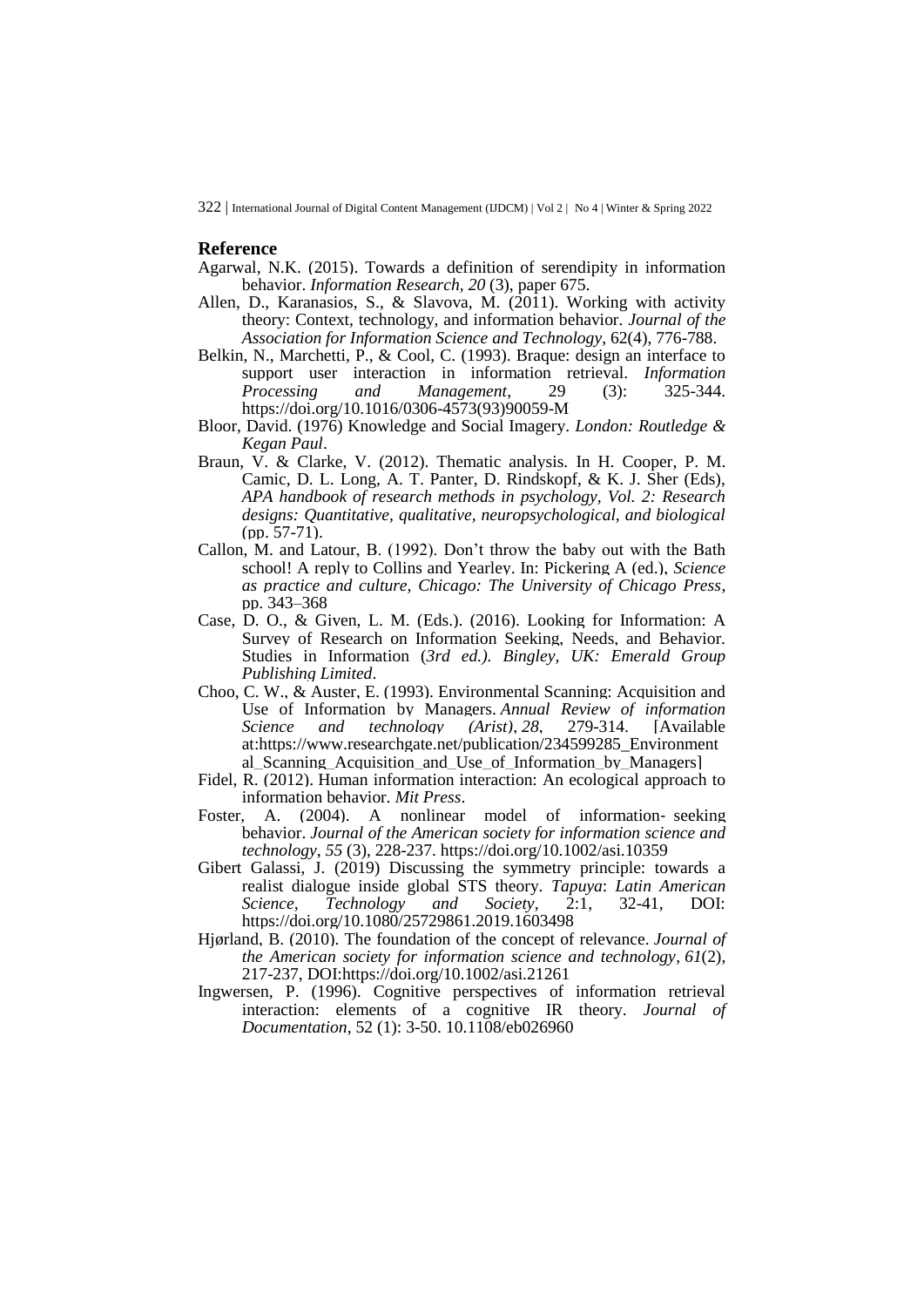## Reference

Agarwal, N.K. (2015). Towards a definition of serendipity in information behavior. *Information Research*, *20* (3), paper 675.

Allen, D., Karanasios, S., & Slavova, M. (2011). Working with activity theory: Context, technology, and information behavior. *Journal of the Association for Information Science and Technology*, 62(4), 776-788.

Belkin, N., Marchetti, P., & Cool, C. (1993). Braque: design an interface to support user interaction in information retrieval. *Information Processing and Management*, 29 (3): 325-344. https://doi.org/10.1016/0306-4573(93)90059-M

Bloor, David. (1976) Knowledge and Social Imagery. *London: Routledge & Kegan Paul*.

Braun, V. & Clarke, V. (2012). Thematic analysis. In H. Cooper, P. M. Camic, D. L. Long, A. T. Panter, D. Rindskopf, & K. J. Sher (Eds), *APA handbook of research methods in psychology, Vol. 2: Research designs: Quantitative, qualitative, neuropsychological, and biological* (pp. 57-71).

Callon, M. and Latour, B. (1992). Don't throw the baby out with the Bath school! A reply to Collins and Yearley. In: Pickering A (ed.), *Science as practice and culture, Chicago: The University of Chicago Press*, pp. 343–368

Case, D. O., & Given, L. M. (Eds.). (2016). Looking for Information: A Survey of Research on Information Seeking, Needs, and Behavior. Studies in Information (*3rd ed.). Bingley, UK: Emerald Group Publishing Limited*.

Choo, C. W., & Auster, E. (1993). Environmental Scanning: Acquisition and Use of Information by Managers. *Annual Review of information Science and technology (Arist)*, *28*, 279-314. [Available at:https://www.researchgate.net/publication/234599285_Environmental_Scanning_Acquisition_and_Use_of_Information_by_Managers]

Fidel, R. (2012). Human information interaction: An ecological approach to information behavior. *Mit Press*.

Foster, A. (2004). A nonlinear model of information‐ seeking behavior. *Journal of the American society for information science and technology*, *55* (3), 228-237. https://doi.org/10.1002/asi.10359

Gibert Galassi, J. (2019) Discussing the symmetry principle: towards a realist dialogue inside global STS theory. *Tapuya*: *Latin American Science, Technology and Society*, 2:1, 32-41, DOI: https://doi.org/10.1080/25729861.2019.1603498

Hjørland, B. (2010). The foundation of the concept of relevance. *Journal of the American society for information science and technology*, *61*(2), 217-237, DOI:https://doi.org/10.1002/asi.21261

Ingwersen, P. (1996). Cognitive perspectives of information retrieval interaction: elements of a cognitive IR theory. *Journal of Documentation*, 52 (1): 3-50. 10.1108/eb026960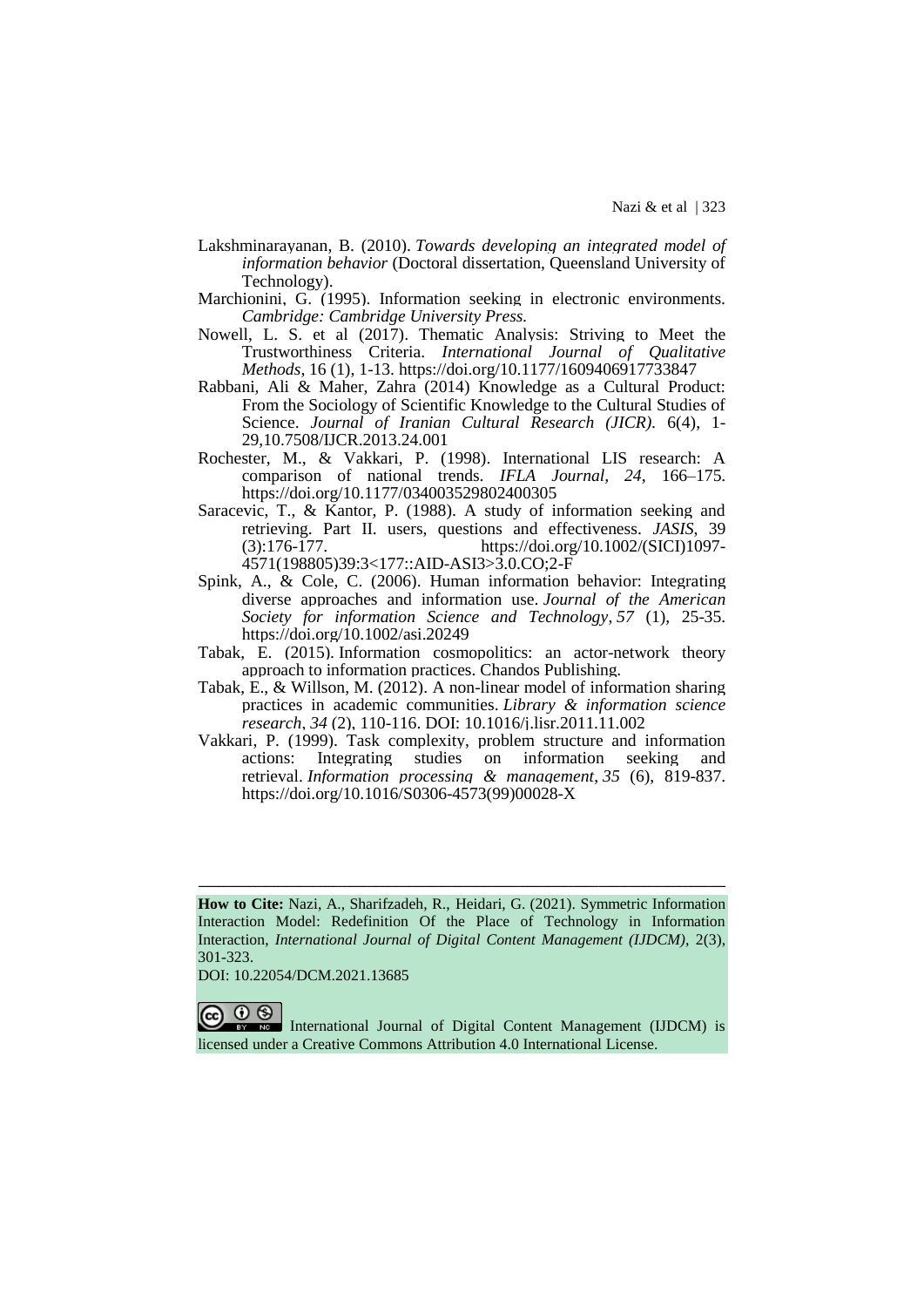Lakshminarayanan, B. (2010). *Towards developing an integrated model of information behavior* (Doctoral dissertation, Queensland University of Technology).

Marchionini, G. (1995). Information seeking in electronic environments. *Cambridge: Cambridge University Press.*

Nowell, L. S. et al (2017). Thematic Analysis: Striving to Meet the Trustworthiness Criteria. *International Journal of Qualitative Methods*, 16 (1), 1-13. https://doi.org/10.1177/1609406917733847

Rabbani, Ali & Maher, Zahra (2014) Knowledge as a Cultural Product: From the Sociology of Scientific Knowledge to the Cultural Studies of Science. *Journal of Iranian Cultural Research (JICR)*. 6(4), 1-29,10.7508/IJCR.2013.24.001

Rochester, M., & Vakkari, P. (1998). International LIS research: A comparison of national trends. *IFLA Journal, 24*, 166–175. https://doi.org/10.1177/034003529802400305

Saracevic, T., & Kantor, P. (1988). A study of information seeking and retrieving. Part II. users, questions and effectiveness. *JASIS*, 39 (3):176-177. https://doi.org/10.1002/(SICI)1097-4571(198805)39:3<177::AID-ASI3>3.0.CO;2-F

Spink, A., & Cole, C. (2006). Human information behavior: Integrating diverse approaches and information use. *Journal of the American Society for information Science and Technology*, *57* (1), 25-35. https://doi.org/10.1002/asi.20249

Tabak, E. (2015). Information cosmopolitics: an actor-network theory approach to information practices. Chandos Publishing.

Tabak, E., & Willson, M. (2012). A non-linear model of information sharing practices in academic communities. *Library & information science research*, *34* (2), 110-116. DOI: 10.1016/j.lisr.2011.11.002

Vakkari, P. (1999). Task complexity, problem structure and information actions: Integrating studies on information seeking and retrieval. *Information processing & management*, *35* (6), 819-837. https://doi.org/10.1016/S0306-4573(99)00028-X

---

**How to Cite:** Nazi, A., Sharifzadeh, R., Heidari, G. (2021). Symmetric Information Interaction Model: Redefinition Of the Place of Technology in Information Interaction, *International Journal of Digital Content Management (IJDCM)*, 2(3), 301-323.

DOI: 10.22054/DCM.2021.13685

International Journal of Digital Content Management (IJDCM) is licensed under a Creative Commons Attribution 4.0 International License.